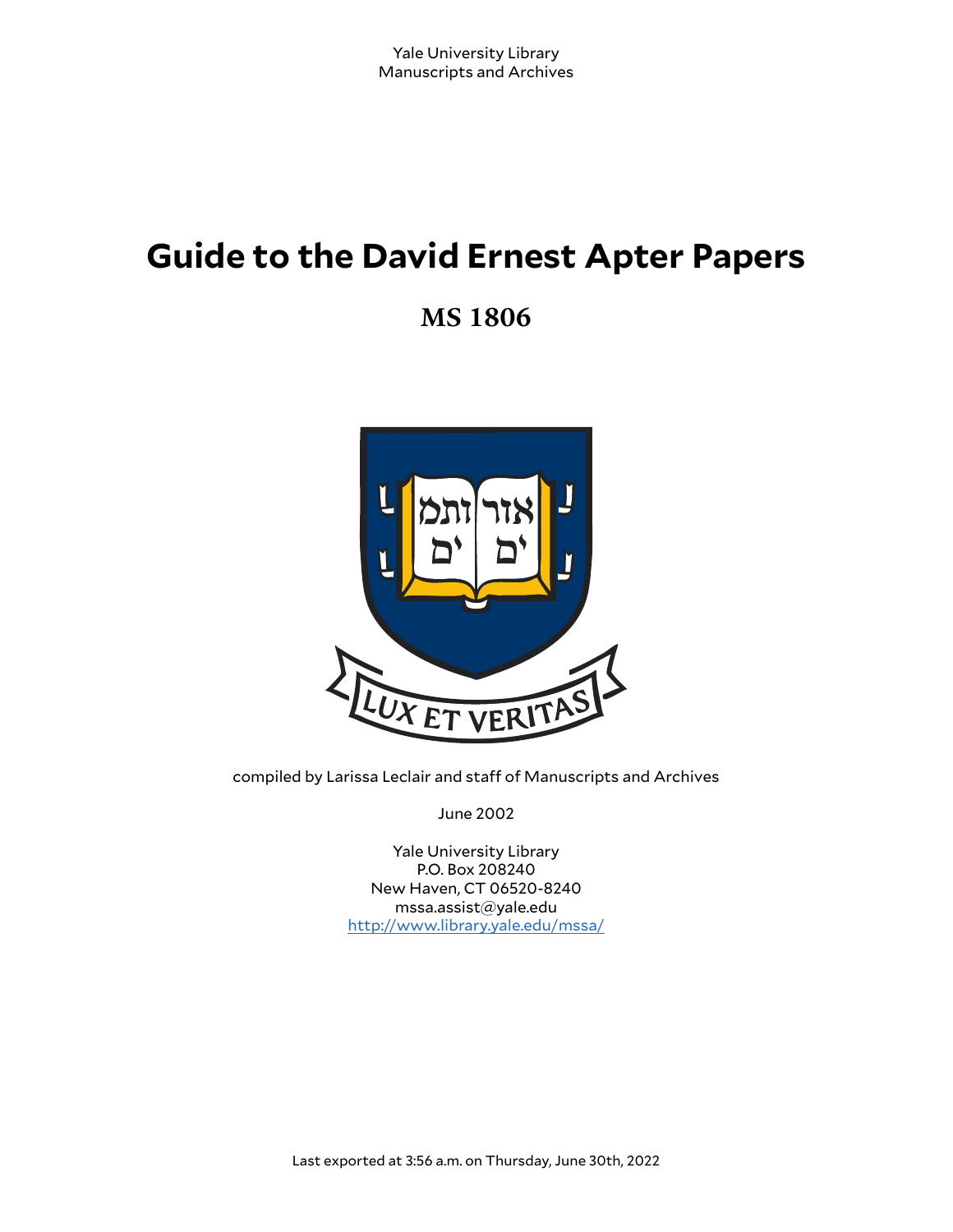Yale University Library
Manuscripts and Archives

# Guide to the David Ernest Apter Papers

## MS 1806

compiled by Larissa Leclair and staff of Manuscripts and Archives

June 2002

Yale University Library
P.O. Box 208240
New Haven, CT 06520-8240
mssa.assist@yale.edu
http://www.library.yale.edu/mssa/

Last exported at 3:56 a.m. on Thursday, June 30th, 2022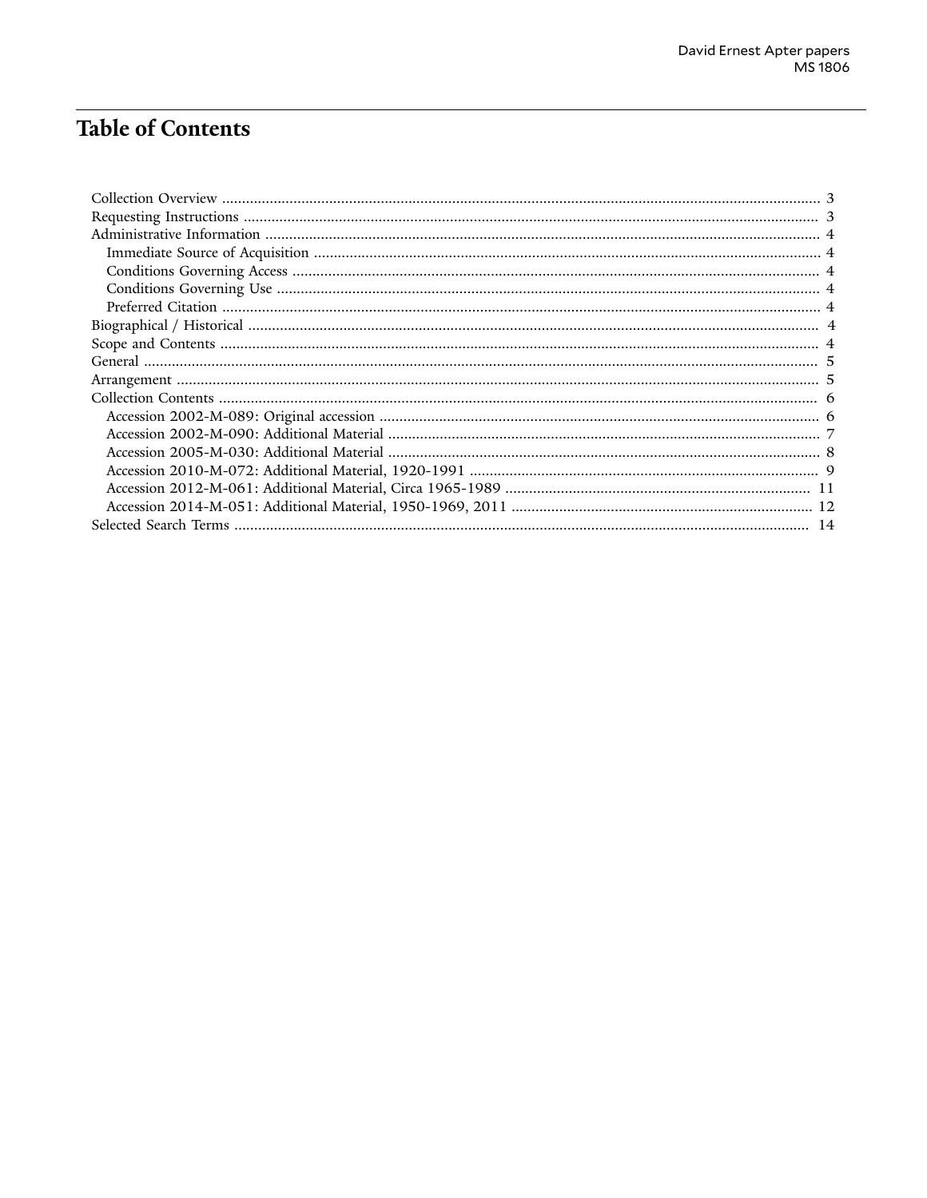# Table of Contents

- Collection Overview ... 3
- Requesting Instructions ... 3
- Administrative Information ... 4
  - Immediate Source of Acquisition ... 4
  - Conditions Governing Access ... 4
  - Conditions Governing Use ... 4
  - Preferred Citation ... 4
- Biographical / Historical ... 4
- Scope and Contents ... 4
- General ... 5
- Arrangement ... 5
- Collection Contents ... 6
  - Accession 2002-M-089: Original accession ... 6
  - Accession 2002-M-090: Additional Material ... 7
  - Accession 2005-M-030: Additional Material ... 8
  - Accession 2010-M-072: Additional Material, 1920-1991 ... 9
  - Accession 2012-M-061: Additional Material, Circa 1965-1989 ... 11
  - Accession 2014-M-051: Additional Material, 1950-1969, 2011 ... 12
- Selected Search Terms ... 14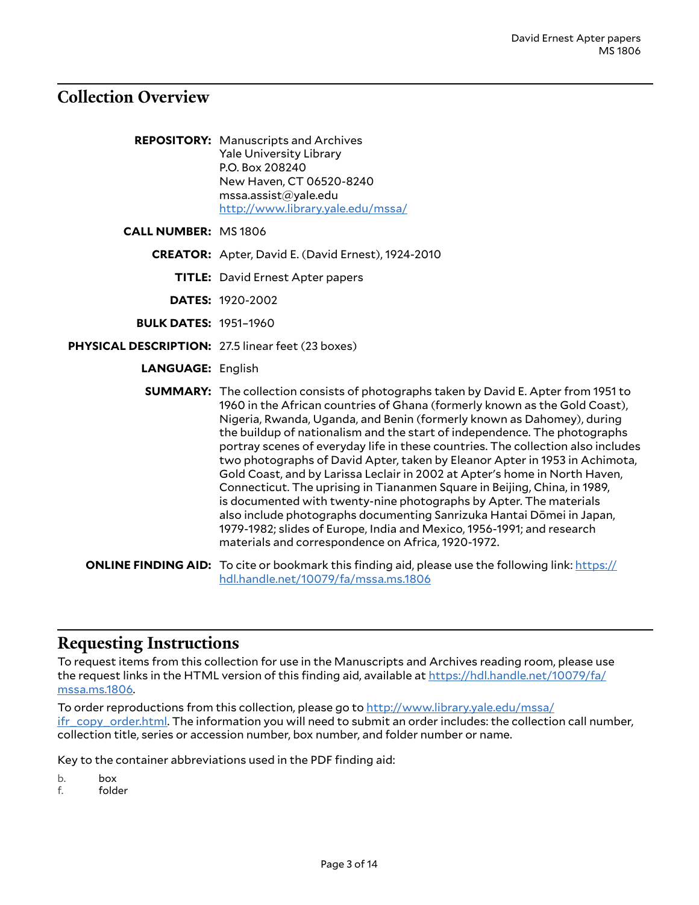## Collection Overview

**REPOSITORY:** Manuscripts and Archives
Yale University Library
P.O. Box 208240
New Haven, CT 06520-8240
mssa.assist@yale.edu
http://www.library.yale.edu/mssa/

**CALL NUMBER:** MS 1806

**CREATOR:** Apter, David E. (David Ernest), 1924-2010

**TITLE:** David Ernest Apter papers

**DATES:** 1920-2002

**BULK DATES:** 1951–1960

**PHYSICAL DESCRIPTION:** 27.5 linear feet (23 boxes)

**LANGUAGE:** English

**SUMMARY:** The collection consists of photographs taken by David E. Apter from 1951 to 1960 in the African countries of Ghana (formerly known as the Gold Coast), Nigeria, Rwanda, Uganda, and Benin (formerly known as Dahomey), during the buildup of nationalism and the start of independence. The photographs portray scenes of everyday life in these countries. The collection also includes two photographs of David Apter, taken by Eleanor Apter in 1953 in Achimota, Gold Coast, and by Larissa Leclair in 2002 at Apter's home in North Haven, Connecticut. The uprising in Tiananmen Square in Beijing, China, in 1989, is documented with twenty-nine photographs by Apter. The materials also include photographs documenting Sanrizuka Hantai Dōmei in Japan, 1979-1982; slides of Europe, India and Mexico, 1956-1991; and research materials and correspondence on Africa, 1920-1972.

**ONLINE FINDING AID:** To cite or bookmark this finding aid, please use the following link: https://hdl.handle.net/10079/fa/mssa.ms.1806

## Requesting Instructions

To request items from this collection for use in the Manuscripts and Archives reading room, please use the request links in the HTML version of this finding aid, available at https://hdl.handle.net/10079/fa/mssa.ms.1806.

To order reproductions from this collection, please go to http://www.library.yale.edu/mssa/ifr_copy_order.html. The information you will need to submit an order includes: the collection call number, collection title, series or accession number, box number, and folder number or name.

Key to the container abbreviations used in the PDF finding aid:

b. box
f. folder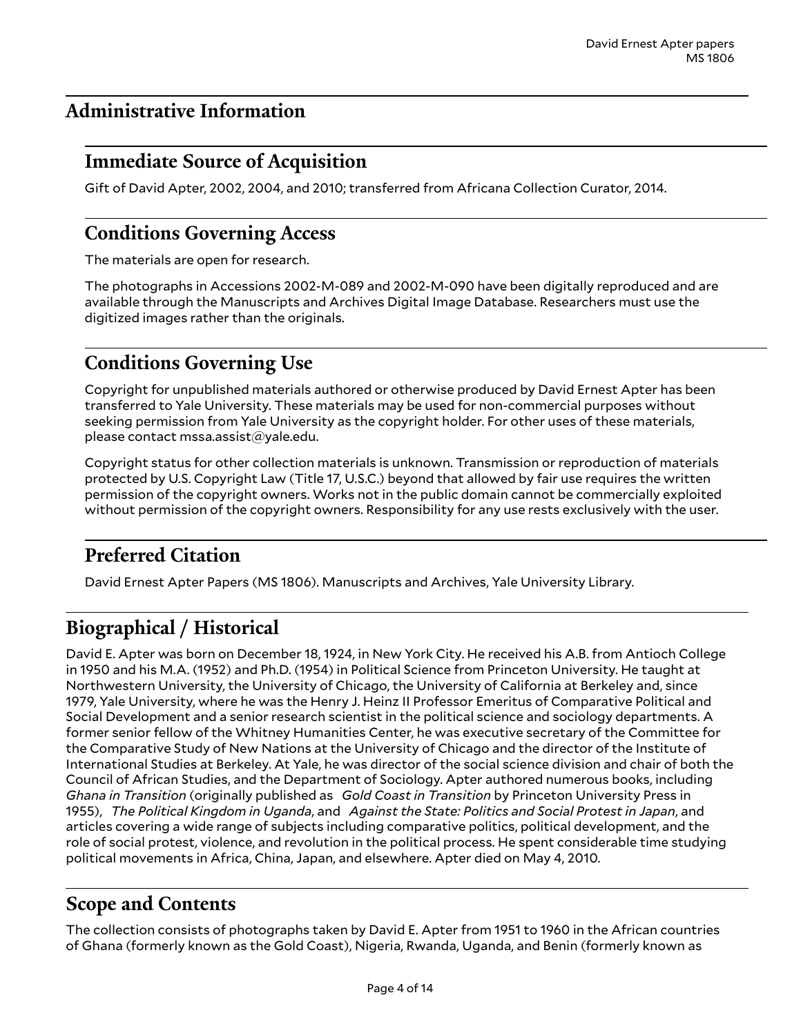## Administrative Information

### Immediate Source of Acquisition

Gift of David Apter, 2002, 2004, and 2010; transferred from Africana Collection Curator, 2014.

### Conditions Governing Access

The materials are open for research.

The photographs in Accessions 2002-M-089 and 2002-M-090 have been digitally reproduced and are available through the Manuscripts and Archives Digital Image Database. Researchers must use the digitized images rather than the originals.

### Conditions Governing Use

Copyright for unpublished materials authored or otherwise produced by David Ernest Apter has been transferred to Yale University. These materials may be used for non-commercial purposes without seeking permission from Yale University as the copyright holder. For other uses of these materials, please contact mssa.assist@yale.edu.

Copyright status for other collection materials is unknown. Transmission or reproduction of materials protected by U.S. Copyright Law (Title 17, U.S.C.) beyond that allowed by fair use requires the written permission of the copyright owners. Works not in the public domain cannot be commercially exploited without permission of the copyright owners. Responsibility for any use rests exclusively with the user.

### Preferred Citation

David Ernest Apter Papers (MS 1806). Manuscripts and Archives, Yale University Library.

## Biographical / Historical

David E. Apter was born on December 18, 1924, in New York City. He received his A.B. from Antioch College in 1950 and his M.A. (1952) and Ph.D. (1954) in Political Science from Princeton University. He taught at Northwestern University, the University of Chicago, the University of California at Berkeley and, since 1979, Yale University, where he was the Henry J. Heinz II Professor Emeritus of Comparative Political and Social Development and a senior research scientist in the political science and sociology departments. A former senior fellow of the Whitney Humanities Center, he was executive secretary of the Committee for the Comparative Study of New Nations at the University of Chicago and the director of the Institute of International Studies at Berkeley. At Yale, he was director of the social science division and chair of both the Council of African Studies, and the Department of Sociology. Apter authored numerous books, including *Ghana in Transition* (originally published as *Gold Coast in Transition* by Princeton University Press in 1955), *The Political Kingdom in Uganda*, and *Against the State: Politics and Social Protest in Japan*, and articles covering a wide range of subjects including comparative politics, political development, and the role of social protest, violence, and revolution in the political process. He spent considerable time studying political movements in Africa, China, Japan, and elsewhere. Apter died on May 4, 2010.

## Scope and Contents

The collection consists of photographs taken by David E. Apter from 1951 to 1960 in the African countries of Ghana (formerly known as the Gold Coast), Nigeria, Rwanda, Uganda, and Benin (formerly known as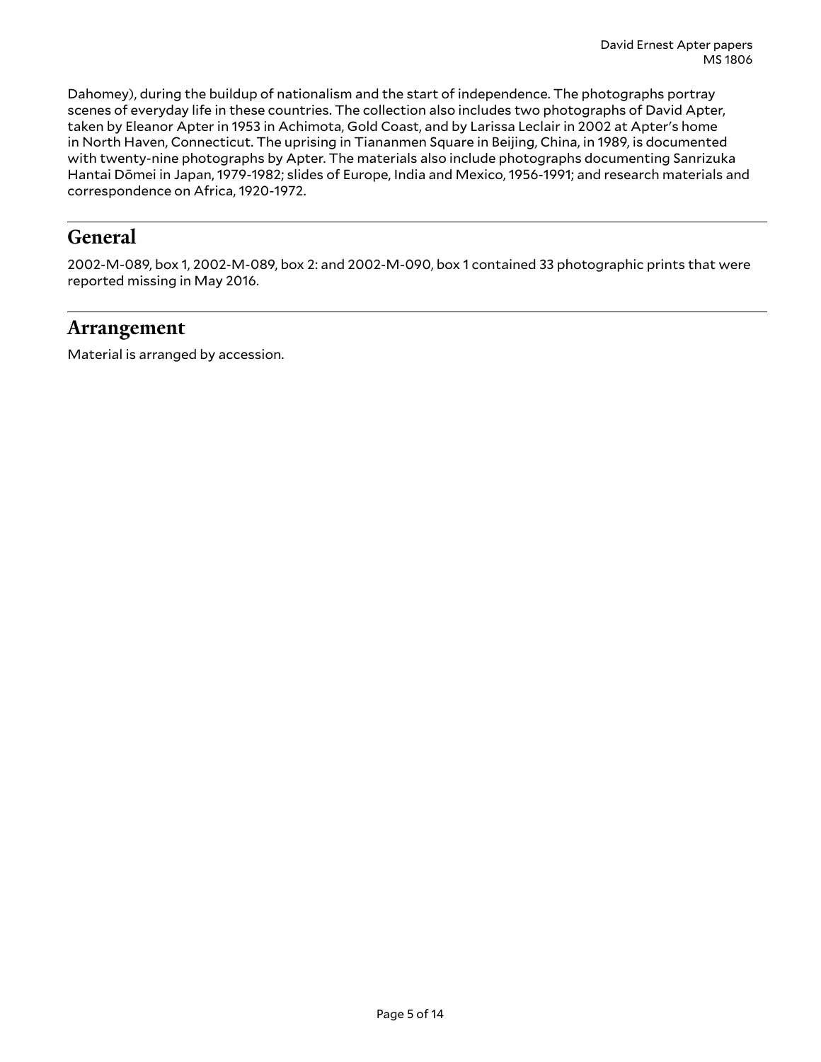Dahomey), during the buildup of nationalism and the start of independence. The photographs portray scenes of everyday life in these countries. The collection also includes two photographs of David Apter, taken by Eleanor Apter in 1953 in Achimota, Gold Coast, and by Larissa Leclair in 2002 at Apter's home in North Haven, Connecticut. The uprising in Tiananmen Square in Beijing, China, in 1989, is documented with twenty-nine photographs by Apter. The materials also include photographs documenting Sanrizuka Hantai Dōmei in Japan, 1979-1982; slides of Europe, India and Mexico, 1956-1991; and research materials and correspondence on Africa, 1920-1972.

## General

2002-M-089, box 1, 2002-M-089, box 2: and 2002-M-090, box 1 contained 33 photographic prints that were reported missing in May 2016.

## Arrangement

Material is arranged by accession.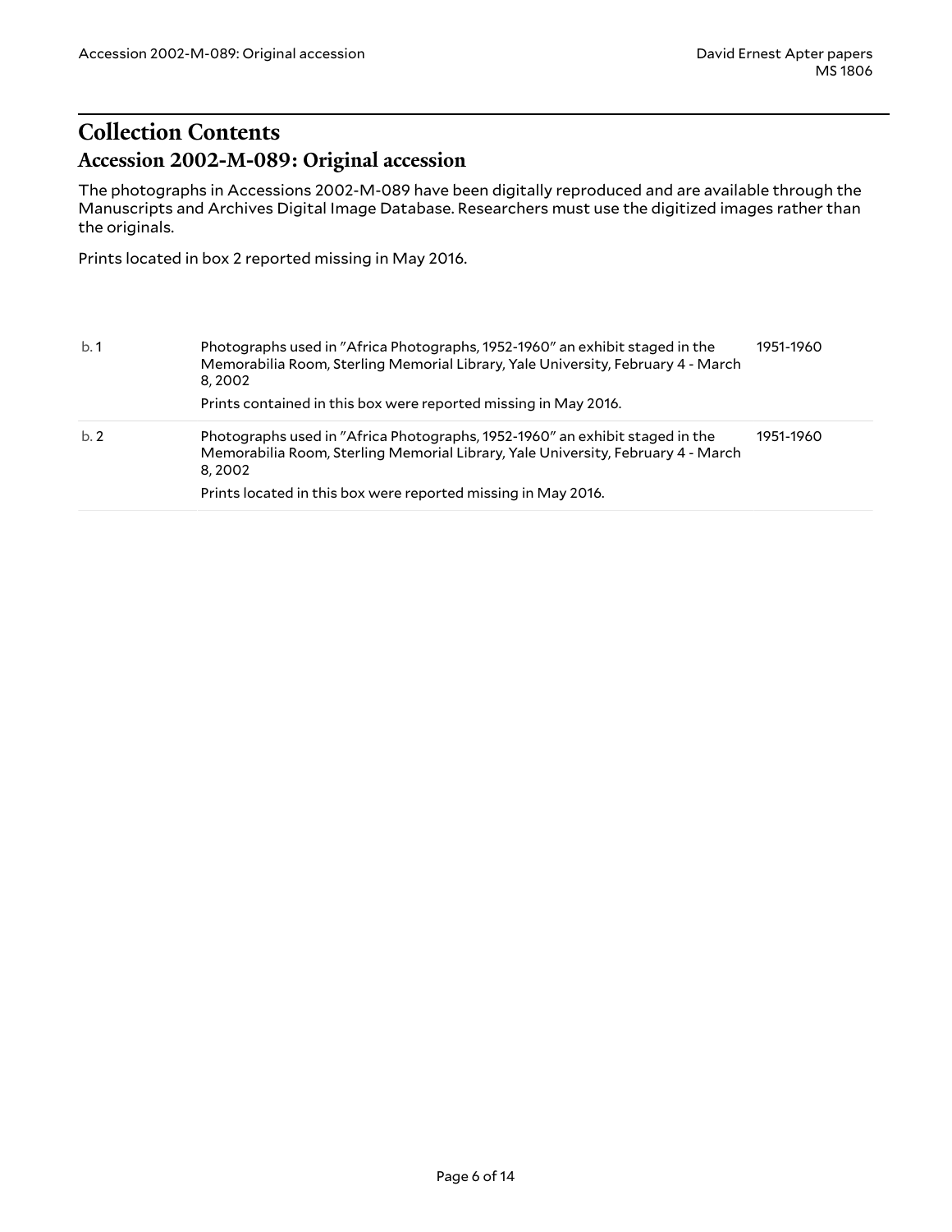# Collection Contents

## Accession 2002-M-089: Original accession

The photographs in Accessions 2002-M-089 have been digitally reproduced and are available through the Manuscripts and Archives Digital Image Database. Researchers must use the digitized images rather than the originals.

Prints located in box 2 reported missing in May 2016.

| | | |
|---|---|---|
| b. 1 | Photographs used in "Africa Photographs, 1952-1960" an exhibit staged in the Memorabilia Room, Sterling Memorial Library, Yale University, February 4 - March 8, 2002<br><br>Prints contained in this box were reported missing in May 2016. | 1951-1960 |
| b. 2 | Photographs used in "Africa Photographs, 1952-1960" an exhibit staged in the Memorabilia Room, Sterling Memorial Library, Yale University, February 4 - March 8, 2002<br><br>Prints located in this box were reported missing in May 2016. | 1951-1960 |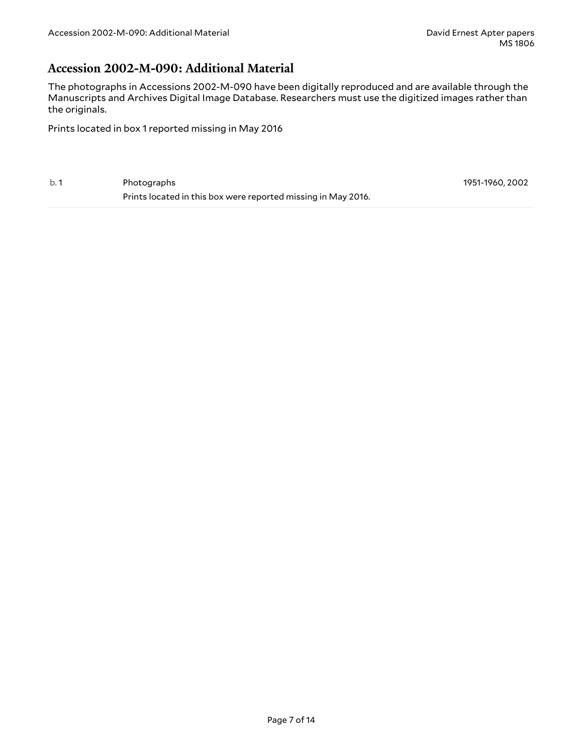## Accession 2002-M-090: Additional Material

The photographs in Accessions 2002-M-090 have been digitally reproduced and are available through the Manuscripts and Archives Digital Image Database. Researchers must use the digitized images rather than the originals.

Prints located in box 1 reported missing in May 2016

| | | |
|---|---|---|
| b. 1 | Photographs<br>Prints located in this box were reported missing in May 2016. | 1951-1960, 2002 |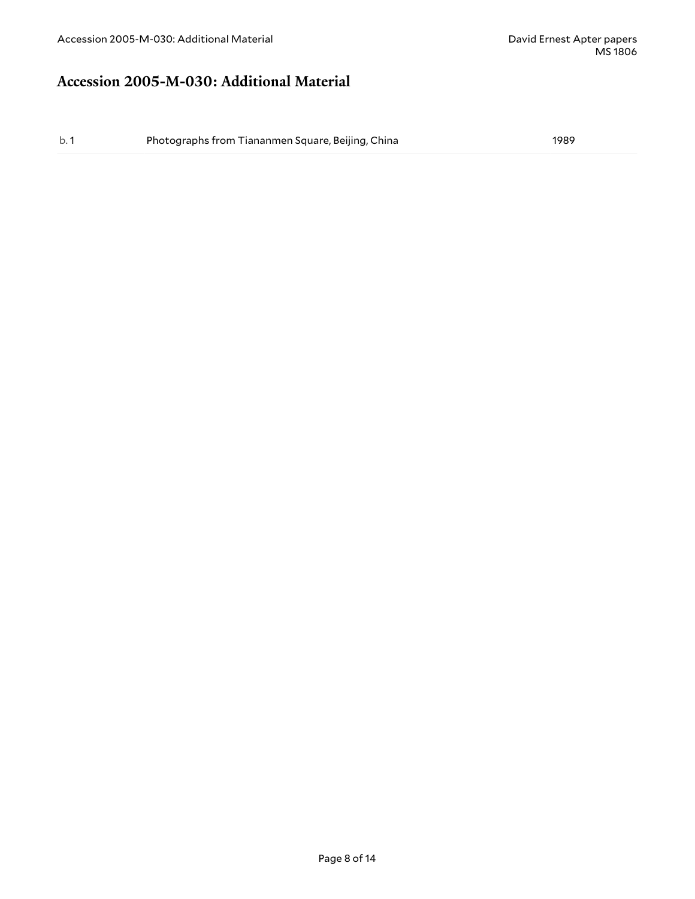## Accession 2005-M-030: Additional Material

| | | |
|---|---|---|
| b. 1 | Photographs from Tiananmen Square, Beijing, China | 1989 |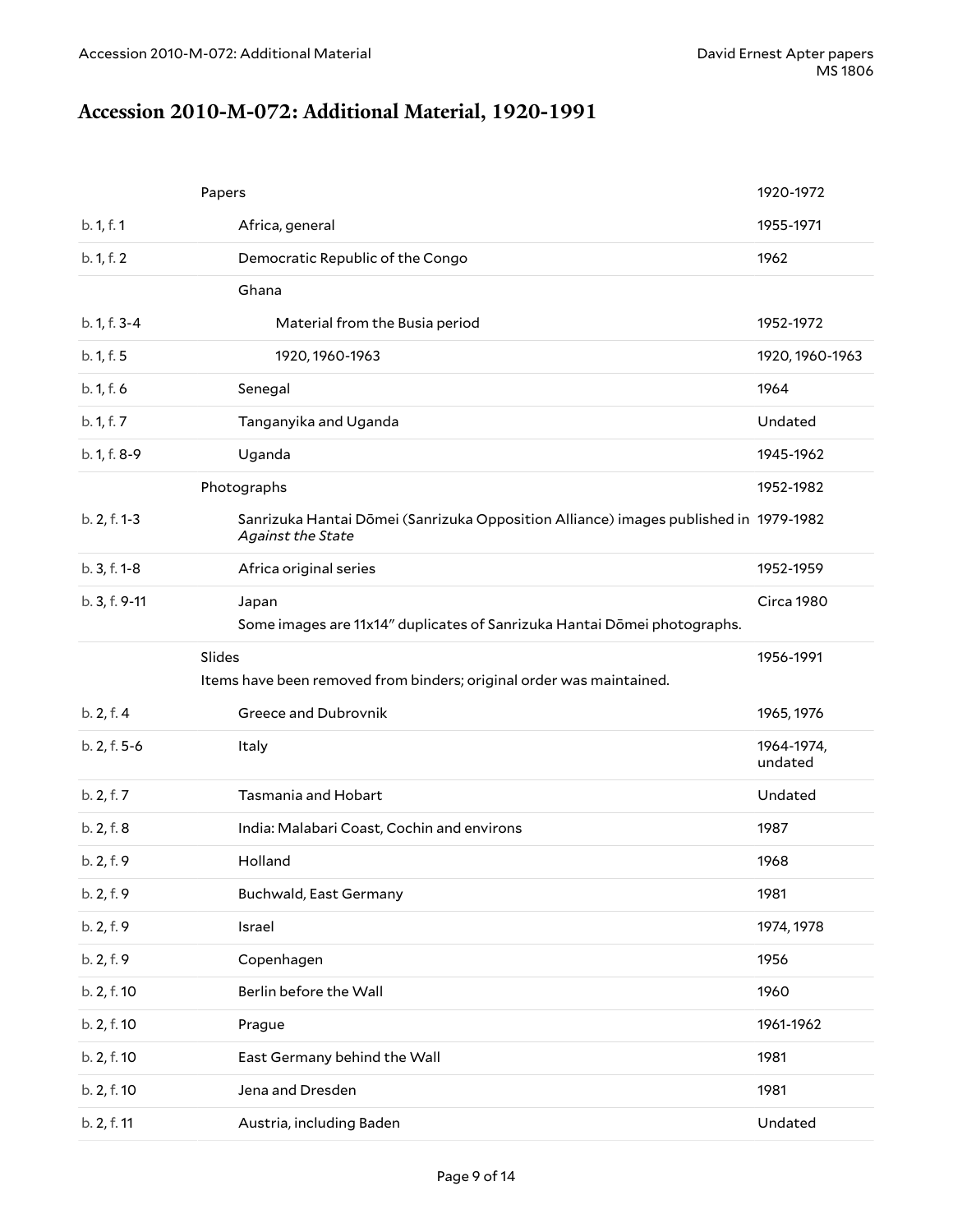## Accession 2010-M-072: Additional Material, 1920-1991

| | | |
|---|---|---|
| | Papers | 1920-1972 |
| b. 1, f. 1 | Africa, general | 1955-1971 |
| b. 1, f. 2 | Democratic Republic of the Congo | 1962 |
| | Ghana | |
| b. 1, f. 3-4 | Material from the Busia period | 1952-1972 |
| b. 1, f. 5 | 1920, 1960-1963 | 1920, 1960-1963 |
| b. 1, f. 6 | Senegal | 1964 |
| b. 1, f. 7 | Tanganyika and Uganda | Undated |
| b. 1, f. 8-9 | Uganda | 1945-1962 |
| | Photographs | 1952-1982 |
| b. 2, f. 1-3 | Sanrizuka Hantai Dōmei (Sanrizuka Opposition Alliance) images published in *Against the State* | 1979-1982 |
| b. 3, f. 1-8 | Africa original series | 1952-1959 |
| b. 3, f. 9-11 | Japan<br>Some images are 11x14" duplicates of Sanrizuka Hantai Dōmei photographs. | Circa 1980 |
| | Slides<br>Items have been removed from binders; original order was maintained. | 1956-1991 |
| b. 2, f. 4 | Greece and Dubrovnik | 1965, 1976 |
| b. 2, f. 5-6 | Italy | 1964-1974, undated |
| b. 2, f. 7 | Tasmania and Hobart | Undated |
| b. 2, f. 8 | India: Malabari Coast, Cochin and environs | 1987 |
| b. 2, f. 9 | Holland | 1968 |
| b. 2, f. 9 | Buchwald, East Germany | 1981 |
| b. 2, f. 9 | Israel | 1974, 1978 |
| b. 2, f. 9 | Copenhagen | 1956 |
| b. 2, f. 10 | Berlin before the Wall | 1960 |
| b. 2, f. 10 | Prague | 1961-1962 |
| b. 2, f. 10 | East Germany behind the Wall | 1981 |
| b. 2, f. 10 | Jena and Dresden | 1981 |
| b. 2, f. 11 | Austria, including Baden | Undated |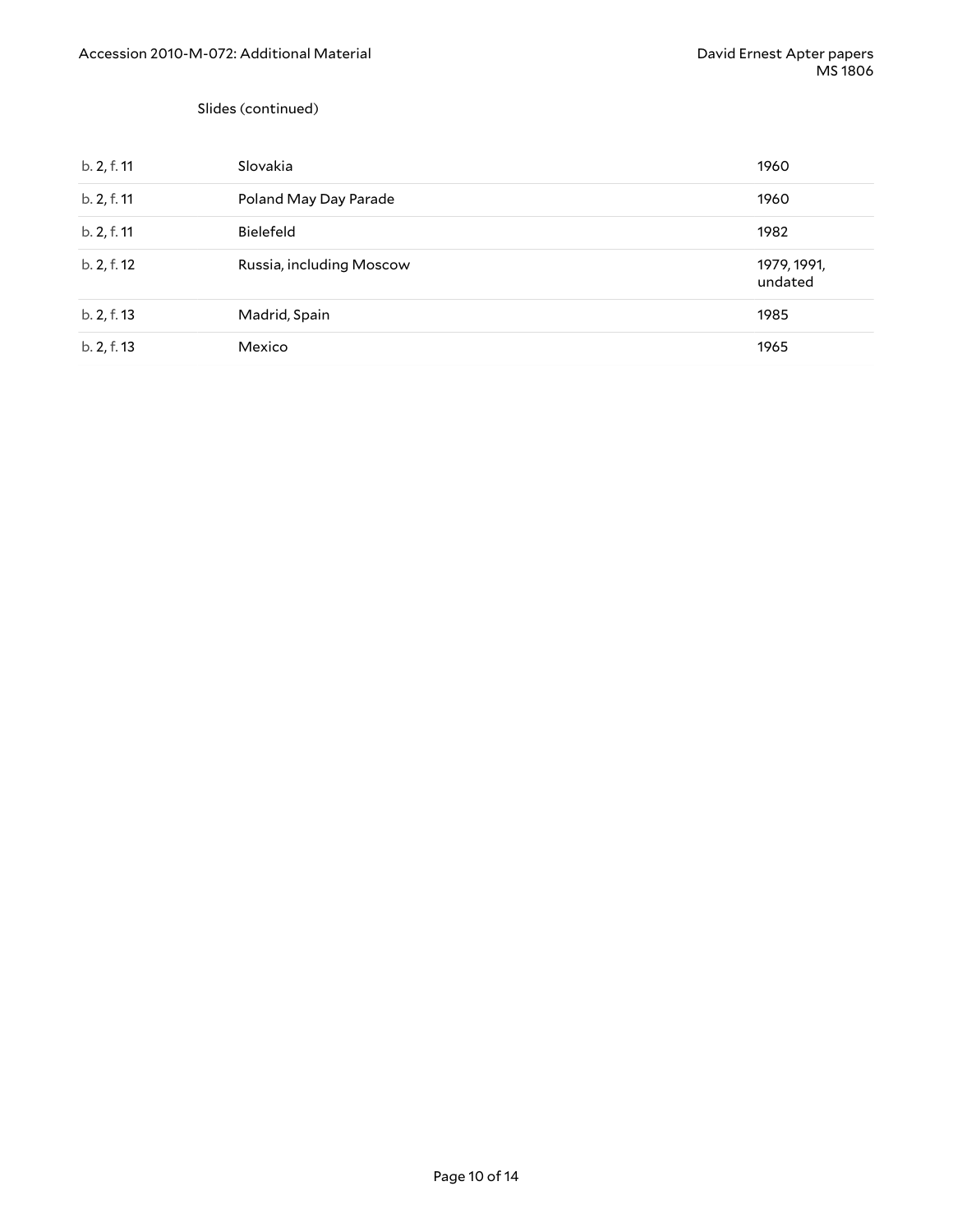Slides (continued)

| | | |
|---|---|---|
| b. 2, f. 11 | Slovakia | 1960 |
| b. 2, f. 11 | Poland May Day Parade | 1960 |
| b. 2, f. 11 | Bielefeld | 1982 |
| b. 2, f. 12 | Russia, including Moscow | 1979, 1991, undated |
| b. 2, f. 13 | Madrid, Spain | 1985 |
| b. 2, f. 13 | Mexico | 1965 |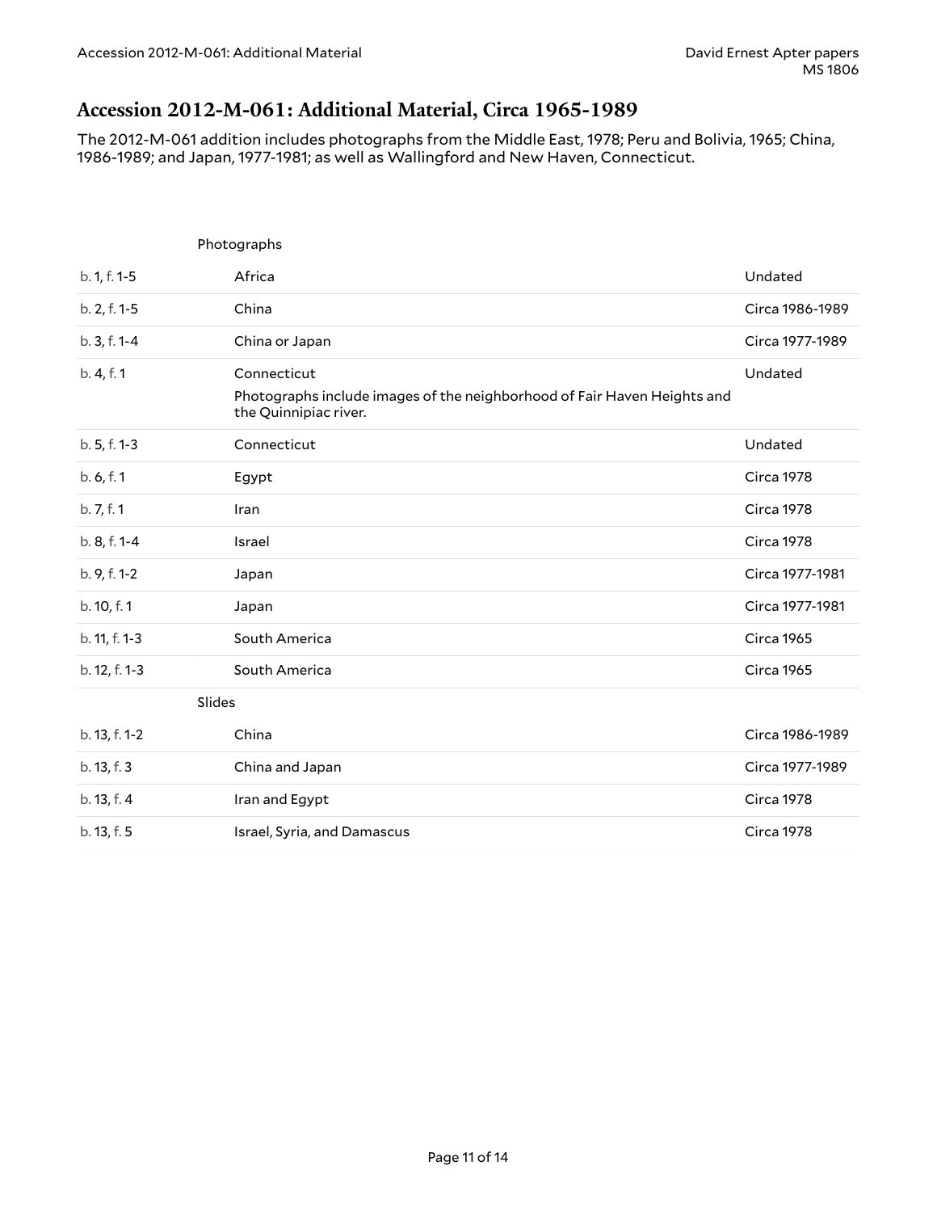## Accession 2012-M-061: Additional Material, Circa 1965-1989

The 2012-M-061 addition includes photographs from the Middle East, 1978; Peru and Bolivia, 1965; China, 1986-1989; and Japan, 1977-1981; as well as Wallingford and New Haven, Connecticut.

| | Photographs | |
|---|---|---|
| b. 1, f. 1-5 | Africa | Undated |
| b. 2, f. 1-5 | China | Circa 1986-1989 |
| b. 3, f. 1-4 | China or Japan | Circa 1977-1989 |
| b. 4, f. 1 | Connecticut<br>Photographs include images of the neighborhood of Fair Haven Heights and the Quinnipiac river. | Undated |
| b. 5, f. 1-3 | Connecticut | Undated |
| b. 6, f. 1 | Egypt | Circa 1978 |
| b. 7, f. 1 | Iran | Circa 1978 |
| b. 8, f. 1-4 | Israel | Circa 1978 |
| b. 9, f. 1-2 | Japan | Circa 1977-1981 |
| b. 10, f. 1 | Japan | Circa 1977-1981 |
| b. 11, f. 1-3 | South America | Circa 1965 |
| b. 12, f. 1-3 | South America | Circa 1965 |
| | **Slides** | |
| b. 13, f. 1-2 | China | Circa 1986-1989 |
| b. 13, f. 3 | China and Japan | Circa 1977-1989 |
| b. 13, f. 4 | Iran and Egypt | Circa 1978 |
| b. 13, f. 5 | Israel, Syria, and Damascus | Circa 1978 |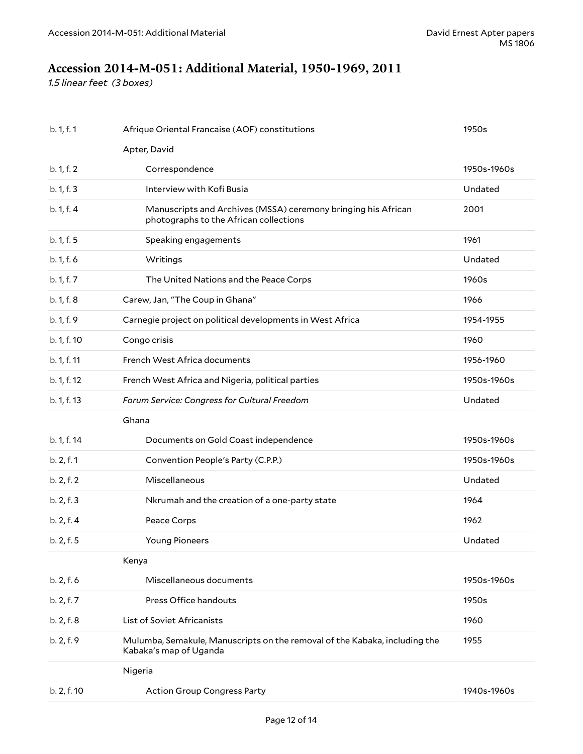## Accession 2014-M-051: Additional Material, 1950-1969, 2011

*1.5 linear feet (3 boxes)*

| | | |
|---|---|---|
| b. 1, f. 1 | Afrique Oriental Francaise (AOF) constitutions | 1950s |
| | Apter, David | |
| b. 1, f. 2 | Correspondence | 1950s-1960s |
| b. 1, f. 3 | Interview with Kofi Busia | Undated |
| b. 1, f. 4 | Manuscripts and Archives (MSSA) ceremony bringing his African photographs to the African collections | 2001 |
| b. 1, f. 5 | Speaking engagements | 1961 |
| b. 1, f. 6 | Writings | Undated |
| b. 1, f. 7 | The United Nations and the Peace Corps | 1960s |
| b. 1, f. 8 | Carew, Jan, "The Coup in Ghana" | 1966 |
| b. 1, f. 9 | Carnegie project on political developments in West Africa | 1954-1955 |
| b. 1, f. 10 | Congo crisis | 1960 |
| b. 1, f. 11 | French West Africa documents | 1956-1960 |
| b. 1, f. 12 | French West Africa and Nigeria, political parties | 1950s-1960s |
| b. 1, f. 13 | *Forum Service: Congress for Cultural Freedom* | Undated |
| | Ghana | |
| b. 1, f. 14 | Documents on Gold Coast independence | 1950s-1960s |
| b. 2, f. 1 | Convention People's Party (C.P.P.) | 1950s-1960s |
| b. 2, f. 2 | Miscellaneous | Undated |
| b. 2, f. 3 | Nkrumah and the creation of a one-party state | 1964 |
| b. 2, f. 4 | Peace Corps | 1962 |
| b. 2, f. 5 | Young Pioneers | Undated |
| | Kenya | |
| b. 2, f. 6 | Miscellaneous documents | 1950s-1960s |
| b. 2, f. 7 | Press Office handouts | 1950s |
| b. 2, f. 8 | List of Soviet Africanists | 1960 |
| b. 2, f. 9 | Mulumba, Semakule, Manuscripts on the removal of the Kabaka, including the Kabaka's map of Uganda | 1955 |
| | Nigeria | |
| b. 2, f. 10 | Action Group Congress Party | 1940s-1960s |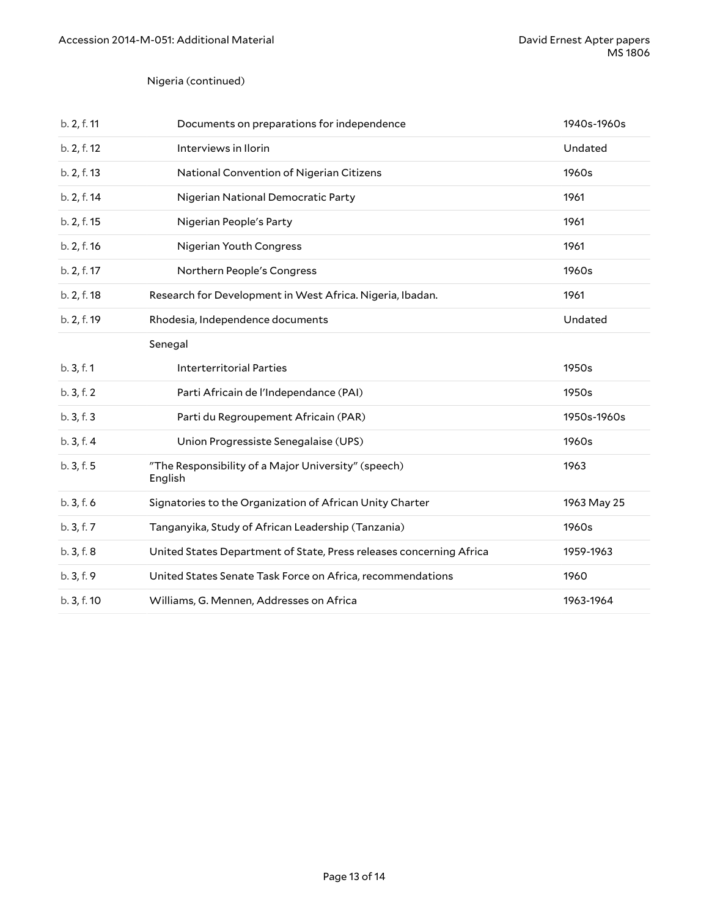Nigeria (continued)

| | | |
|---|---|---|
| b. 2, f. 11 | Documents on preparations for independence | 1940s-1960s |
| b. 2, f. 12 | Interviews in Ilorin | Undated |
| b. 2, f. 13 | National Convention of Nigerian Citizens | 1960s |
| b. 2, f. 14 | Nigerian National Democratic Party | 1961 |
| b. 2, f. 15 | Nigerian People's Party | 1961 |
| b. 2, f. 16 | Nigerian Youth Congress | 1961 |
| b. 2, f. 17 | Northern People's Congress | 1960s |
| b. 2, f. 18 | Research for Development in West Africa. Nigeria, Ibadan. | 1961 |
| b. 2, f. 19 | Rhodesia, Independence documents | Undated |
| | Senegal | |
| b. 3, f. 1 | Interterritorial Parties | 1950s |
| b. 3, f. 2 | Parti Africain de l'Independance (PAI) | 1950s |
| b. 3, f. 3 | Parti du Regroupement Africain (PAR) | 1950s-1960s |
| b. 3, f. 4 | Union Progressiste Senegalaise (UPS) | 1960s |
| b. 3, f. 5 | "The Responsibility of a Major University" (speech) English | 1963 |
| b. 3, f. 6 | Signatories to the Organization of African Unity Charter | 1963 May 25 |
| b. 3, f. 7 | Tanganyika, Study of African Leadership (Tanzania) | 1960s |
| b. 3, f. 8 | United States Department of State, Press releases concerning Africa | 1959-1963 |
| b. 3, f. 9 | United States Senate Task Force on Africa, recommendations | 1960 |
| b. 3, f. 10 | Williams, G. Mennen, Addresses on Africa | 1963-1964 |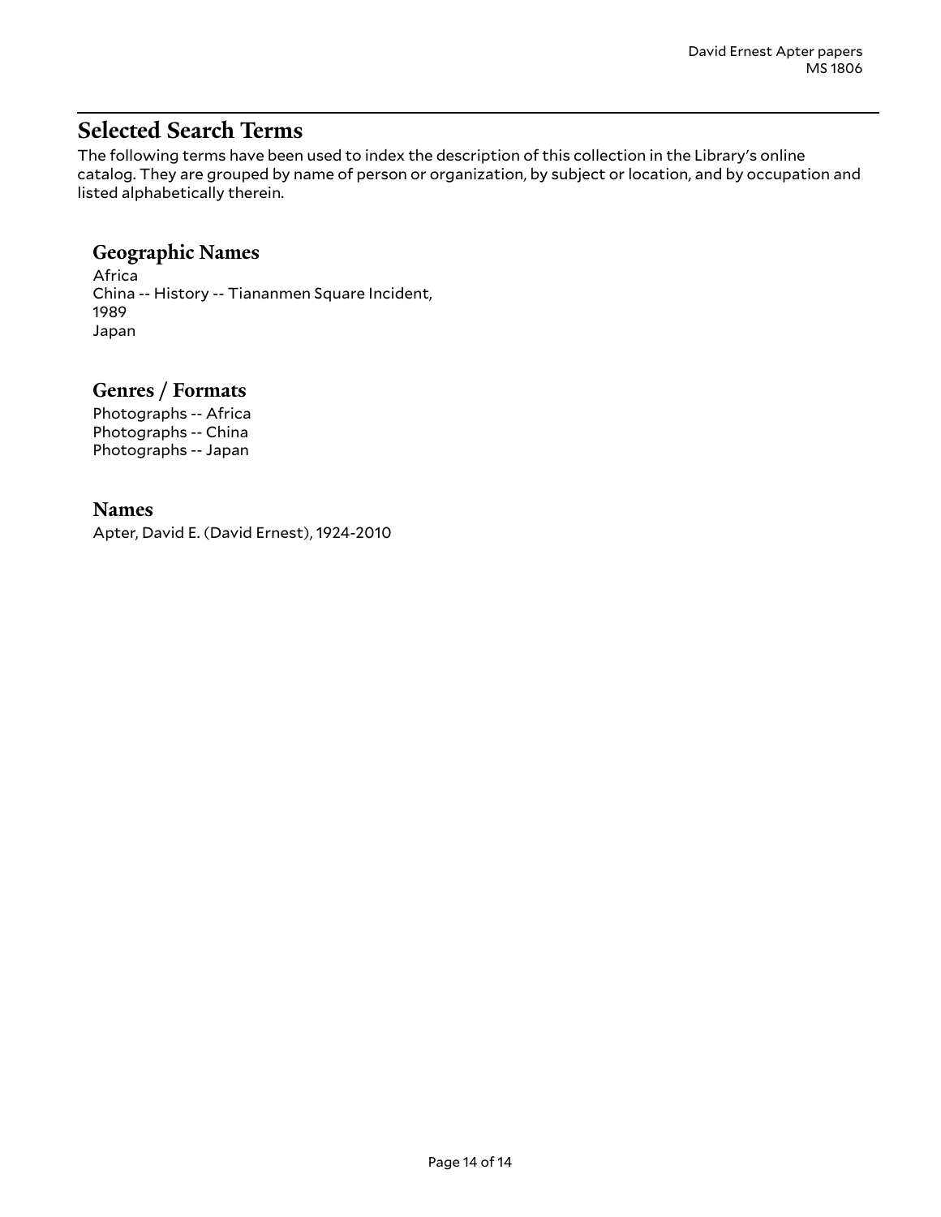## Selected Search Terms

The following terms have been used to index the description of this collection in the Library's online catalog. They are grouped by name of person or organization, by subject or location, and by occupation and listed alphabetically therein.

### Geographic Names

Africa
China -- History -- Tiananmen Square Incident, 1989
Japan

### Genres / Formats

Photographs -- Africa
Photographs -- China
Photographs -- Japan

### Names

Apter, David E. (David Ernest), 1924-2010